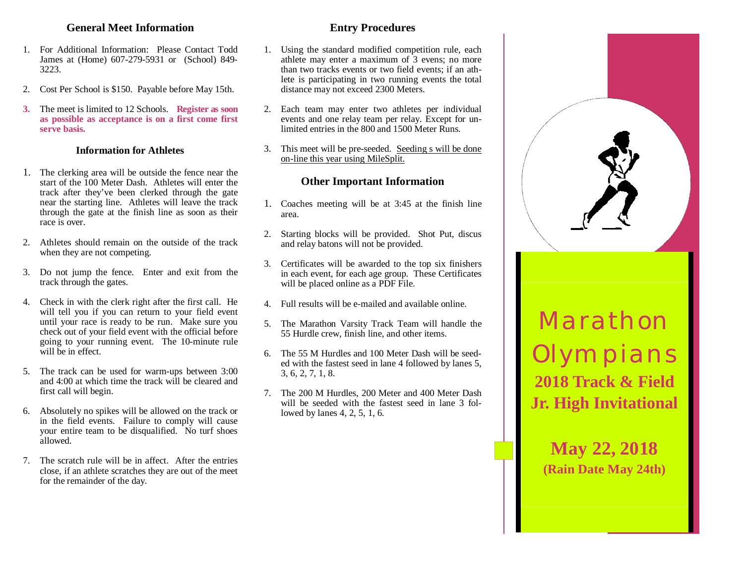## General Meet Information

1. For Additional Information: Please Contact Todd James at (Home) 607-279-5931 or (School) 849-3223.
2. Cost Per School is $150. Payable before May 15th.
3. The meet is limited to 12 Schools. **Register as soon as possible as acceptance is on a first come first serve basis.**

## Information for Athletes

1. The clerking area will be outside the fence near the start of the 100 Meter Dash. Athletes will enter the track after they've been clerked through the gate near the starting line. Athletes will leave the track through the gate at the finish line as soon as their race is over.
2. Athletes should remain on the outside of the track when they are not competing.
3. Do not jump the fence. Enter and exit from the track through the gates.
4. Check in with the clerk right after the first call. He will tell you if you can return to your field event until your race is ready to be run. Make sure you check out of your field event with the official before going to your running event. The 10-minute rule will be in effect.
5. The track can be used for warm-ups between 3:00 and 4:00 at which time the track will be cleared and first call will begin.
6. Absolutely no spikes will be allowed on the track or in the field events. Failure to comply will cause your entire team to be disqualified. No turf shoes allowed.
7. The scratch rule will be in affect. After the entries close, if an athlete scratches they are out of the meet for the remainder of the day.

## Entry Procedures

1. Using the standard modified competition rule, each athlete may enter a maximum of 3 evens; no more than two tracks events or two field events; if an athlete is participating in two running events the total distance may not exceed 2300 Meters.
2. Each team may enter two athletes per individual events and one relay team per relay. Except for unlimited entries in the 800 and 1500 Meter Runs.
3. This meet will be pre-seeded. Seeding s will be done on-line this year using MileSplit.

## Other Important Information

1. Coaches meeting will be at 3:45 at the finish line area.
2. Starting blocks will be provided. Shot Put, discus and relay batons will not be provided.
3. Certificates will be awarded to the top six finishers in each event, for each age group. These Certificates will be placed online as a PDF File.
4. Full results will be e-mailed and available online.
5. The Marathon Varsity Track Team will handle the 55 Hurdle crew, finish line, and other items.
6. The 55 M Hurdles and 100 Meter Dash will be seeded with the fastest seed in lane 4 followed by lanes 5, 3, 6, 2, 7, 1, 8.
7. The 200 M Hurdles, 200 Meter and 400 Meter Dash will be seeded with the fastest seed in lane 3 followed by lanes 4, 2, 5, 1, 6.

# Marathon Olympians

**2018 Track & Field Jr. High Invitational**

**May 22, 2018**

**(Rain Date May 24th)**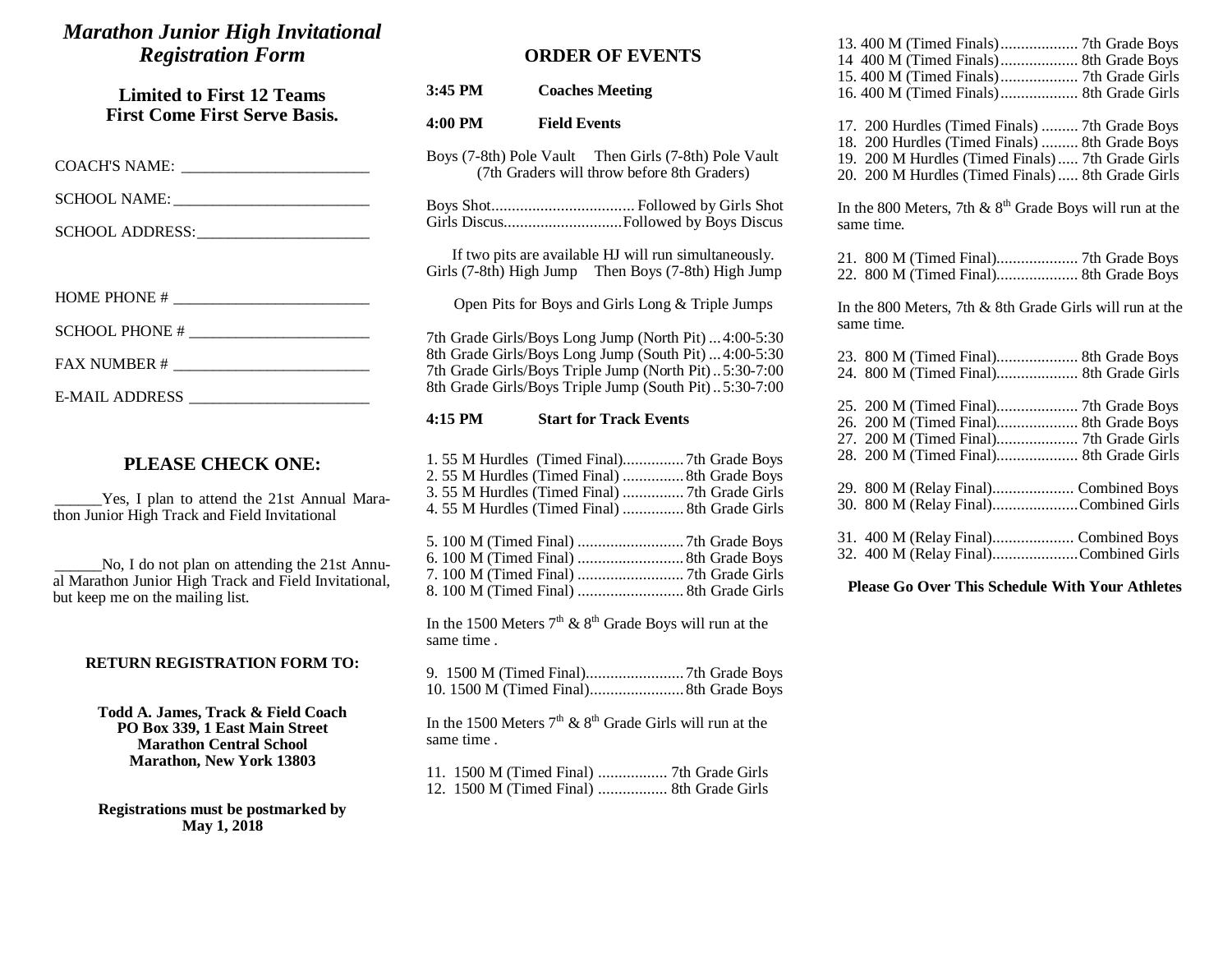# *Marathon Junior High Invitational Registration Form*

### Limited to First 12 Teams
### First Come First Serve Basis.

COACH'S NAME: ________________________

SCHOOL NAME: ________________________

SCHOOL ADDRESS: ______________________

HOME PHONE # _________________________

SCHOOL PHONE # _______________________

FAX NUMBER # _________________________

E-MAIL ADDRESS _______________________

## PLEASE CHECK ONE:

______Yes, I plan to attend the 21st Annual Marathon Junior High Track and Field Invitational

______No, I do not plan on attending the 21st Annual Marathon Junior High Track and Field Invitational, but keep me on the mailing list.

**RETURN REGISTRATION FORM TO:**

**Todd A. James, Track & Field Coach**
**PO Box 339, 1 East Main Street**
**Marathon Central School**
**Marathon, New York 13803**

**Registrations must be postmarked by May 1, 2018**

## ORDER OF EVENTS

**3:45 PM Coaches Meeting**

**4:00 PM Field Events**

Boys (7-8th) Pole Vault Then Girls (7-8th) Pole Vault
(7th Graders will throw before 8th Graders)

Boys Shot.................................. Followed by Girls Shot
Girls Discus............................. Followed by Boys Discus

If two pits are available HJ will run simultaneously.
Girls (7-8th) High Jump Then Boys (7-8th) High Jump

Open Pits for Boys and Girls Long & Triple Jumps

7th Grade Girls/Boys Long Jump (North Pit) ... 4:00-5:30
8th Grade Girls/Boys Long Jump (South Pit) ... 4:00-5:30
7th Grade Girls/Boys Triple Jump (North Pit) .. 5:30-7:00
8th Grade Girls/Boys Triple Jump (South Pit) .. 5:30-7:00

**4:15 PM Start for Track Events**

1. 55 M Hurdles (Timed Final)............... 7th Grade Boys
2. 55 M Hurdles (Timed Final) ............... 8th Grade Boys
3. 55 M Hurdles (Timed Final) ............... 7th Grade Girls
4. 55 M Hurdles (Timed Final) ............... 8th Grade Girls

5. 100 M (Timed Final) .......................... 7th Grade Boys
6. 100 M (Timed Final) .......................... 8th Grade Boys
7. 100 M (Timed Final) .......................... 7th Grade Girls
8. 100 M (Timed Final) .......................... 8th Grade Girls

In the 1500 Meters 7th & 8th Grade Boys will run at the same time .

9. 1500 M (Timed Final)........................ 7th Grade Boys
10. 1500 M (Timed Final)....................... 8th Grade Boys

In the 1500 Meters 7th & 8th Grade Girls will run at the same time .

11. 1500 M (Timed Final) ................. 7th Grade Girls
12. 1500 M (Timed Final) ................. 8th Grade Girls

13. 400 M (Timed Finals)................... 7th Grade Boys
14 400 M (Timed Finals)................... 8th Grade Boys
15. 400 M (Timed Finals)................... 7th Grade Girls
16. 400 M (Timed Finals)................... 8th Grade Girls

17. 200 Hurdles (Timed Finals) ......... 7th Grade Boys
18. 200 Hurdles (Timed Finals) ......... 8th Grade Boys
19. 200 M Hurdles (Timed Finals)..... 7th Grade Girls
20. 200 M Hurdles (Timed Finals)..... 8th Grade Girls

In the 800 Meters, 7th & 8th Grade Boys will run at the same time.

21. 800 M (Timed Final).................... 7th Grade Boys
22. 800 M (Timed Final).................... 8th Grade Boys

In the 800 Meters, 7th & 8th Grade Girls will run at the same time.

23. 800 M (Timed Final).................... 8th Grade Boys
24. 800 M (Timed Final).................... 8th Grade Girls

25. 200 M (Timed Final).................... 7th Grade Boys
26. 200 M (Timed Final).................... 8th Grade Boys
27. 200 M (Timed Final).................... 7th Grade Girls
28. 200 M (Timed Final).................... 8th Grade Girls

29. 800 M (Relay Final).................... Combined Boys
30. 800 M (Relay Final)..................... Combined Girls

31. 400 M (Relay Final).................... Combined Boys
32. 400 M (Relay Final)..................... Combined Girls

**Please Go Over This Schedule With Your Athletes**